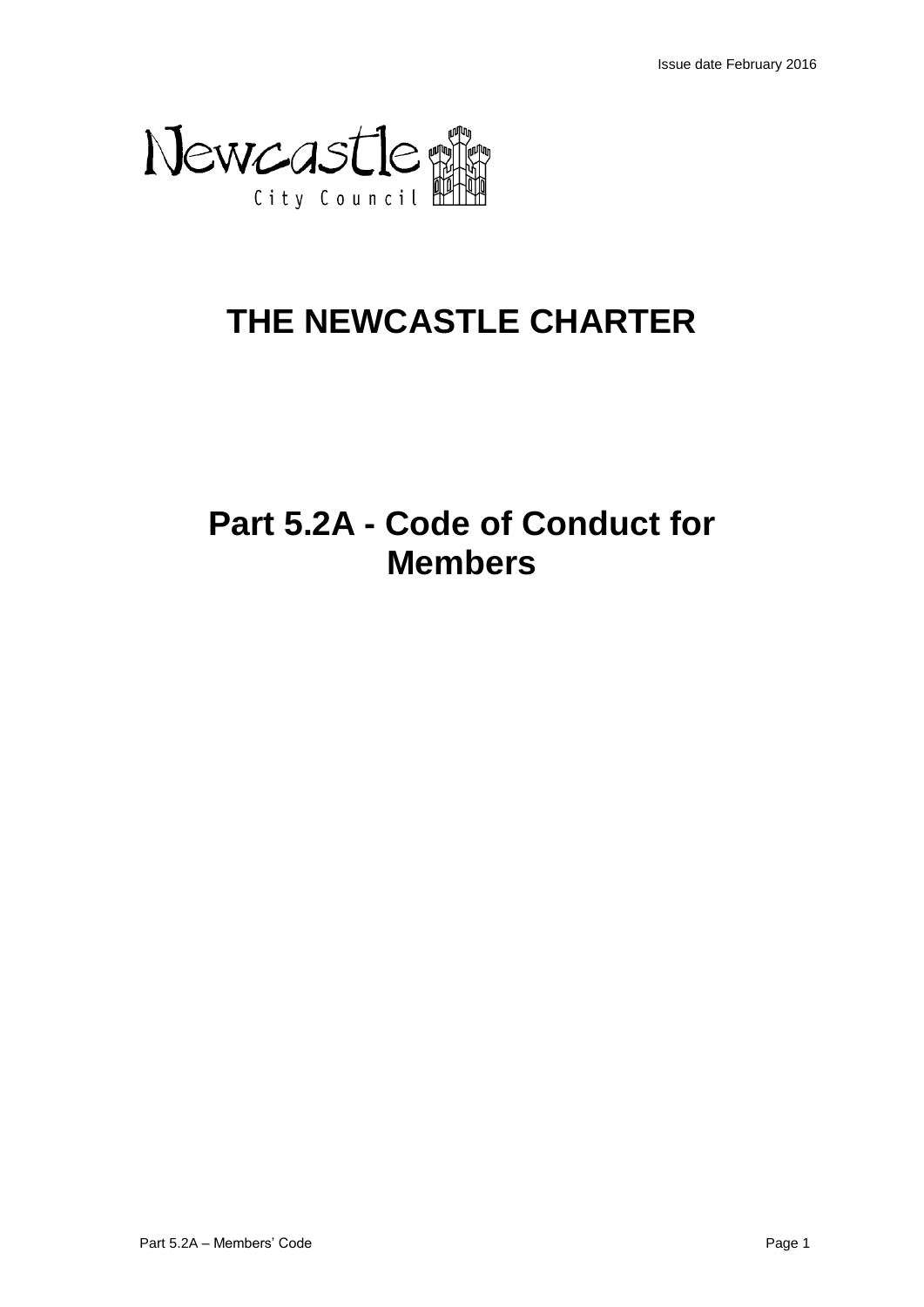Issue date February 2016

Newcastle City Council

# THE NEWCASTLE CHARTER

# Part 5.2A - Code of Conduct for Members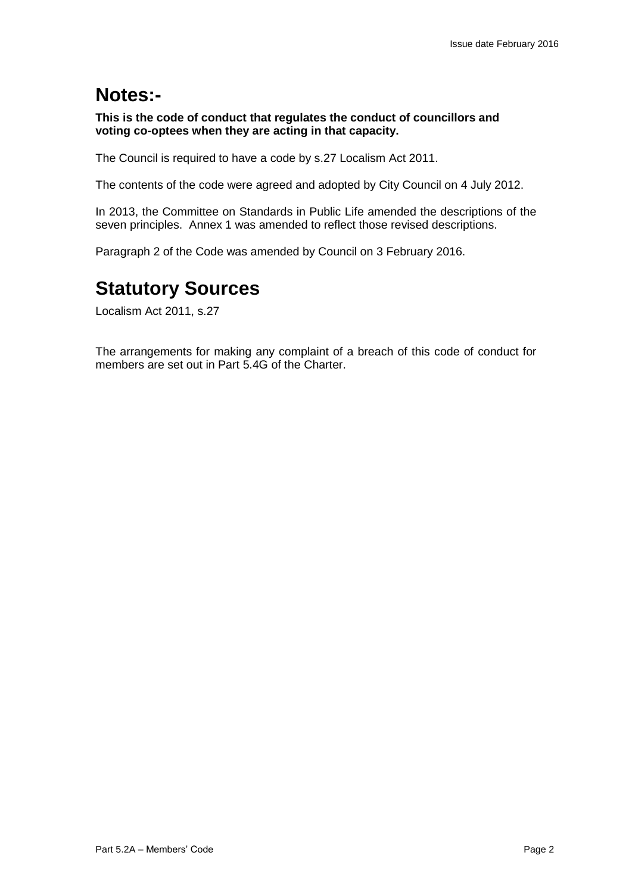# Notes:-

**This is the code of conduct that regulates the conduct of councillors and voting co-optees when they are acting in that capacity.**

The Council is required to have a code by s.27 Localism Act 2011.

The contents of the code were agreed and adopted by City Council on 4 July 2012.

In 2013, the Committee on Standards in Public Life amended the descriptions of the seven principles. Annex 1 was amended to reflect those revised descriptions.

Paragraph 2 of the Code was amended by Council on 3 February 2016.

# Statutory Sources

Localism Act 2011, s.27

The arrangements for making any complaint of a breach of this code of conduct for members are set out in Part 5.4G of the Charter.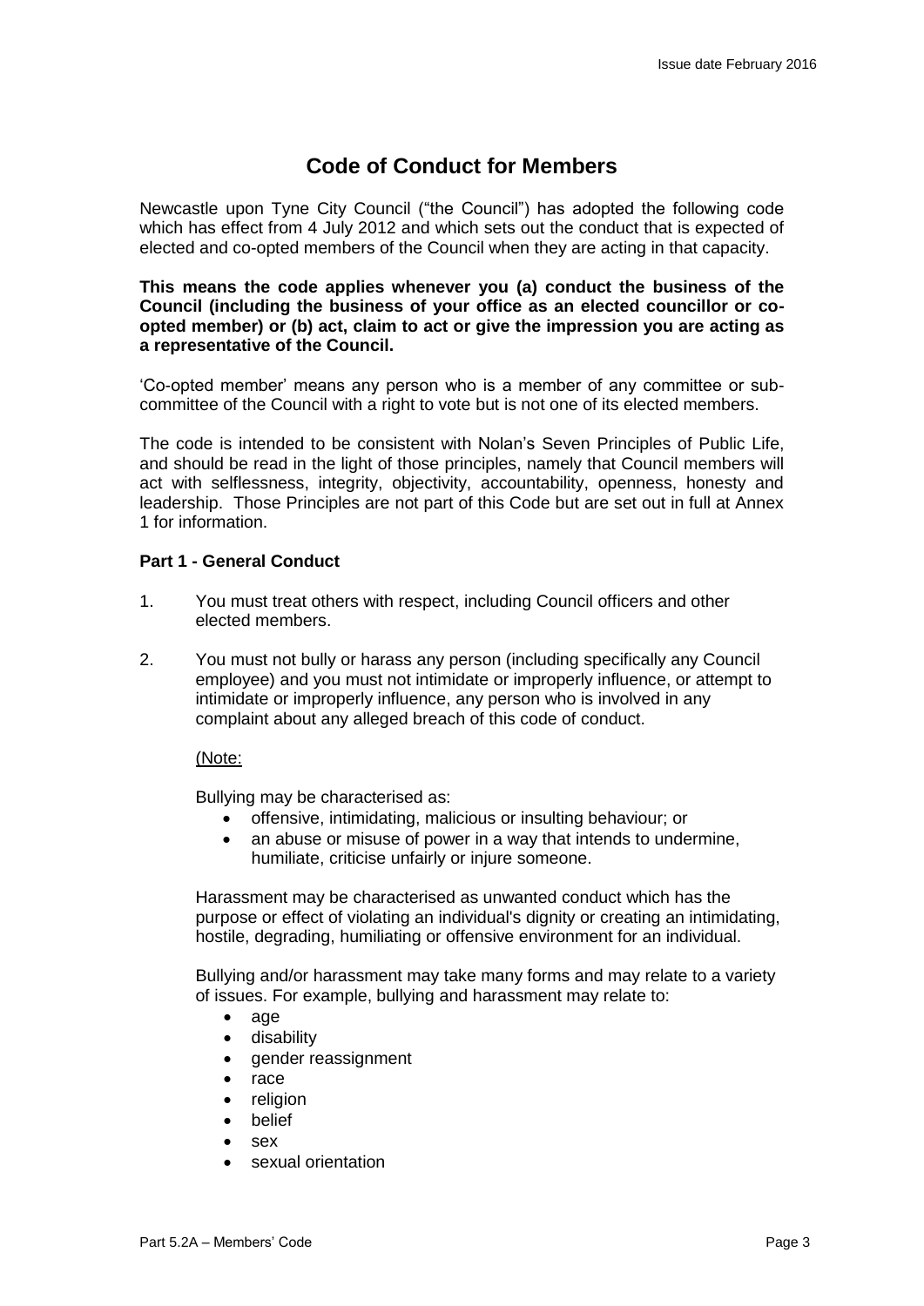# Code of Conduct for Members

Newcastle upon Tyne City Council ("the Council") has adopted the following code which has effect from 4 July 2012 and which sets out the conduct that is expected of elected and co-opted members of the Council when they are acting in that capacity.

**This means the code applies whenever you (a) conduct the business of the Council (including the business of your office as an elected councillor or co-opted member) or (b) act, claim to act or give the impression you are acting as a representative of the Council.**

'Co-opted member' means any person who is a member of any committee or sub-committee of the Council with a right to vote but is not one of its elected members.

The code is intended to be consistent with Nolan's Seven Principles of Public Life, and should be read in the light of those principles, namely that Council members will act with selflessness, integrity, objectivity, accountability, openness, honesty and leadership. Those Principles are not part of this Code but are set out in full at Annex 1 for information.

### Part 1 - General Conduct

1. You must treat others with respect, including Council officers and other elected members.

2. You must not bully or harass any person (including specifically any Council employee) and you must not intimidate or improperly influence, or attempt to intimidate or improperly influence, any person who is involved in any complaint about any alleged breach of this code of conduct.

   (Note:

   Bullying may be characterised as:

   - offensive, intimidating, malicious or insulting behaviour; or
   - an abuse or misuse of power in a way that intends to undermine, humiliate, criticise unfairly or injure someone.

   Harassment may be characterised as unwanted conduct which has the purpose or effect of violating an individual's dignity or creating an intimidating, hostile, degrading, humiliating or offensive environment for an individual.

   Bullying and/or harassment may take many forms and may relate to a variety of issues. For example, bullying and harassment may relate to:

   - age
   - disability
   - gender reassignment
   - race
   - religion
   - belief
   - sex
   - sexual orientation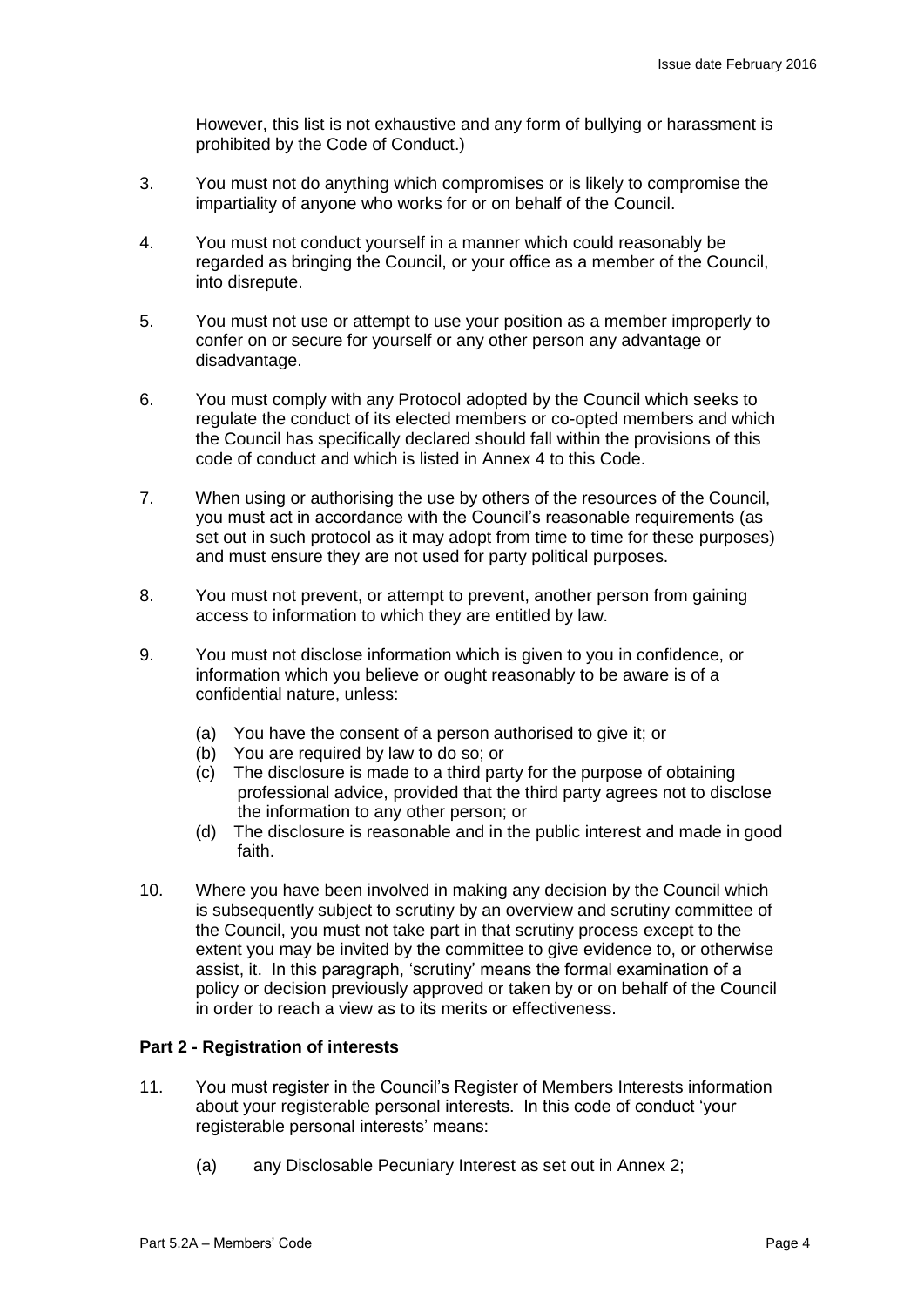However, this list is not exhaustive and any form of bullying or harassment is prohibited by the Code of Conduct.)

3. You must not do anything which compromises or is likely to compromise the impartiality of anyone who works for or on behalf of the Council.

4. You must not conduct yourself in a manner which could reasonably be regarded as bringing the Council, or your office as a member of the Council, into disrepute.

5. You must not use or attempt to use your position as a member improperly to confer on or secure for yourself or any other person any advantage or disadvantage.

6. You must comply with any Protocol adopted by the Council which seeks to regulate the conduct of its elected members or co-opted members and which the Council has specifically declared should fall within the provisions of this code of conduct and which is listed in Annex 4 to this Code.

7. When using or authorising the use by others of the resources of the Council, you must act in accordance with the Council's reasonable requirements (as set out in such protocol as it may adopt from time to time for these purposes) and must ensure they are not used for party political purposes.

8. You must not prevent, or attempt to prevent, another person from gaining access to information to which they are entitled by law.

9. You must not disclose information which is given to you in confidence, or information which you believe or ought reasonably to be aware is of a confidential nature, unless:

   (a) You have the consent of a person authorised to give it; or
   (b) You are required by law to do so; or
   (c) The disclosure is made to a third party for the purpose of obtaining professional advice, provided that the third party agrees not to disclose the information to any other person; or
   (d) The disclosure is reasonable and in the public interest and made in good faith.

10. Where you have been involved in making any decision by the Council which is subsequently subject to scrutiny by an overview and scrutiny committee of the Council, you must not take part in that scrutiny process except to the extent you may be invited by the committee to give evidence to, or otherwise assist, it. In this paragraph, 'scrutiny' means the formal examination of a policy or decision previously approved or taken by or on behalf of the Council in order to reach a view as to its merits or effectiveness.

**Part 2 - Registration of interests**

11. You must register in the Council's Register of Members Interests information about your registerable personal interests. In this code of conduct 'your registerable personal interests' means:

    (a) any Disclosable Pecuniary Interest as set out in Annex 2;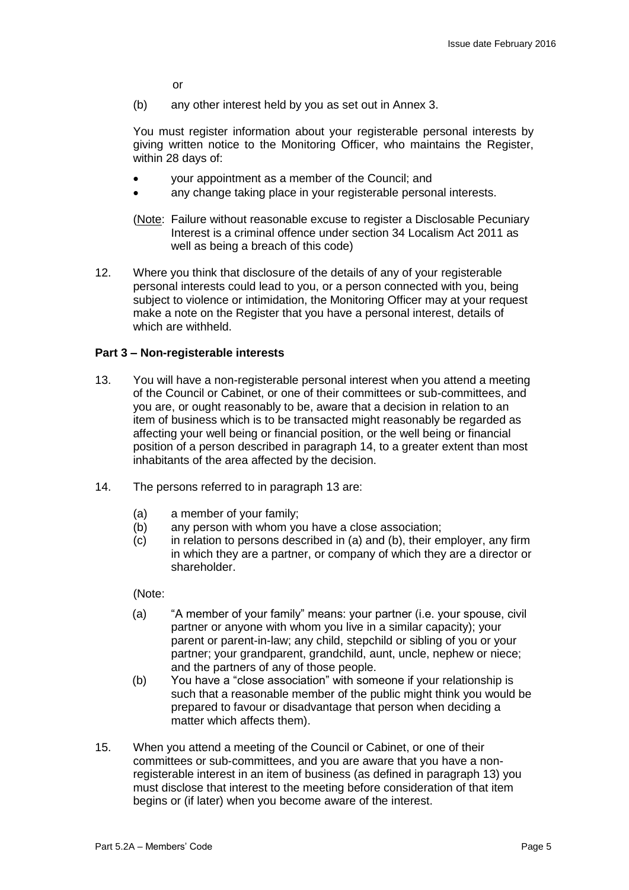or

(b) any other interest held by you as set out in Annex 3.

You must register information about your registerable personal interests by giving written notice to the Monitoring Officer, who maintains the Register, within 28 days of:

- your appointment as a member of the Council; and
- any change taking place in your registerable personal interests.

(Note: Failure without reasonable excuse to register a Disclosable Pecuniary Interest is a criminal offence under section 34 Localism Act 2011 as well as being a breach of this code)

12. Where you think that disclosure of the details of any of your registerable personal interests could lead to you, or a person connected with you, being subject to violence or intimidation, the Monitoring Officer may at your request make a note on the Register that you have a personal interest, details of which are withheld.

**Part 3 – Non-registerable interests**

13. You will have a non-registerable personal interest when you attend a meeting of the Council or Cabinet, or one of their committees or sub-committees, and you are, or ought reasonably to be, aware that a decision in relation to an item of business which is to be transacted might reasonably be regarded as affecting your well being or financial position, or the well being or financial position of a person described in paragraph 14, to a greater extent than most inhabitants of the area affected by the decision.

14. The persons referred to in paragraph 13 are:

    (a) a member of your family;
    (b) any person with whom you have a close association;
    (c) in relation to persons described in (a) and (b), their employer, any firm in which they are a partner, or company of which they are a director or shareholder.

    (Note:

    (a) "A member of your family" means: your partner (i.e. your spouse, civil partner or anyone with whom you live in a similar capacity); your parent or parent-in-law; any child, stepchild or sibling of you or your partner; your grandparent, grandchild, aunt, uncle, nephew or niece; and the partners of any of those people.
    (b) You have a "close association" with someone if your relationship is such that a reasonable member of the public might think you would be prepared to favour or disadvantage that person when deciding a matter which affects them).

15. When you attend a meeting of the Council or Cabinet, or one of their committees or sub-committees, and you are aware that you have a non-registerable interest in an item of business (as defined in paragraph 13) you must disclose that interest to the meeting before consideration of that item begins or (if later) when you become aware of the interest.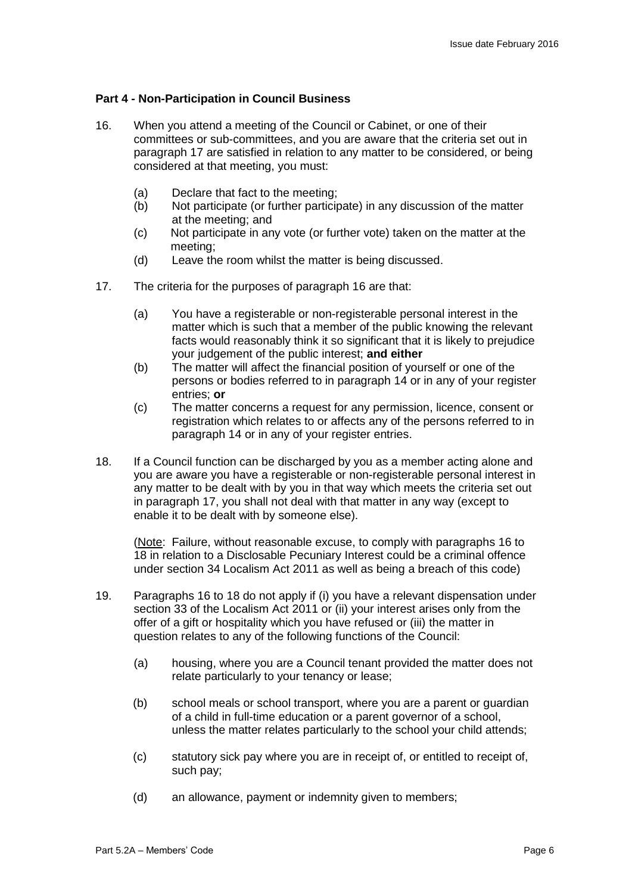**Part 4 - Non-Participation in Council Business**

16. When you attend a meeting of the Council or Cabinet, or one of their committees or sub-committees, and you are aware that the criteria set out in paragraph 17 are satisfied in relation to any matter to be considered, or being considered at that meeting, you must:

    (a) Declare that fact to the meeting;
    (b) Not participate (or further participate) in any discussion of the matter at the meeting; and
    (c) Not participate in any vote (or further vote) taken on the matter at the meeting;
    (d) Leave the room whilst the matter is being discussed.

17. The criteria for the purposes of paragraph 16 are that:

    (a) You have a registerable or non-registerable personal interest in the matter which is such that a member of the public knowing the relevant facts would reasonably think it so significant that it is likely to prejudice your judgement of the public interest; **and either**
    (b) The matter will affect the financial position of yourself or one of the persons or bodies referred to in paragraph 14 or in any of your register entries; **or**
    (c) The matter concerns a request for any permission, licence, consent or registration which relates to or affects any of the persons referred to in paragraph 14 or in any of your register entries.

18. If a Council function can be discharged by you as a member acting alone and you are aware you have a registerable or non-registerable personal interest in any matter to be dealt with by you in that way which meets the criteria set out in paragraph 17, you shall not deal with that matter in any way (except to enable it to be dealt with by someone else).

    (Note: Failure, without reasonable excuse, to comply with paragraphs 16 to 18 in relation to a Disclosable Pecuniary Interest could be a criminal offence under section 34 Localism Act 2011 as well as being a breach of this code)

19. Paragraphs 16 to 18 do not apply if (i) you have a relevant dispensation under section 33 of the Localism Act 2011 or (ii) your interest arises only from the offer of a gift or hospitality which you have refused or (iii) the matter in question relates to any of the following functions of the Council:

    (a) housing, where you are a Council tenant provided the matter does not relate particularly to your tenancy or lease;

    (b) school meals or school transport, where you are a parent or guardian of a child in full-time education or a parent governor of a school, unless the matter relates particularly to the school your child attends;

    (c) statutory sick pay where you are in receipt of, or entitled to receipt of, such pay;

    (d) an allowance, payment or indemnity given to members;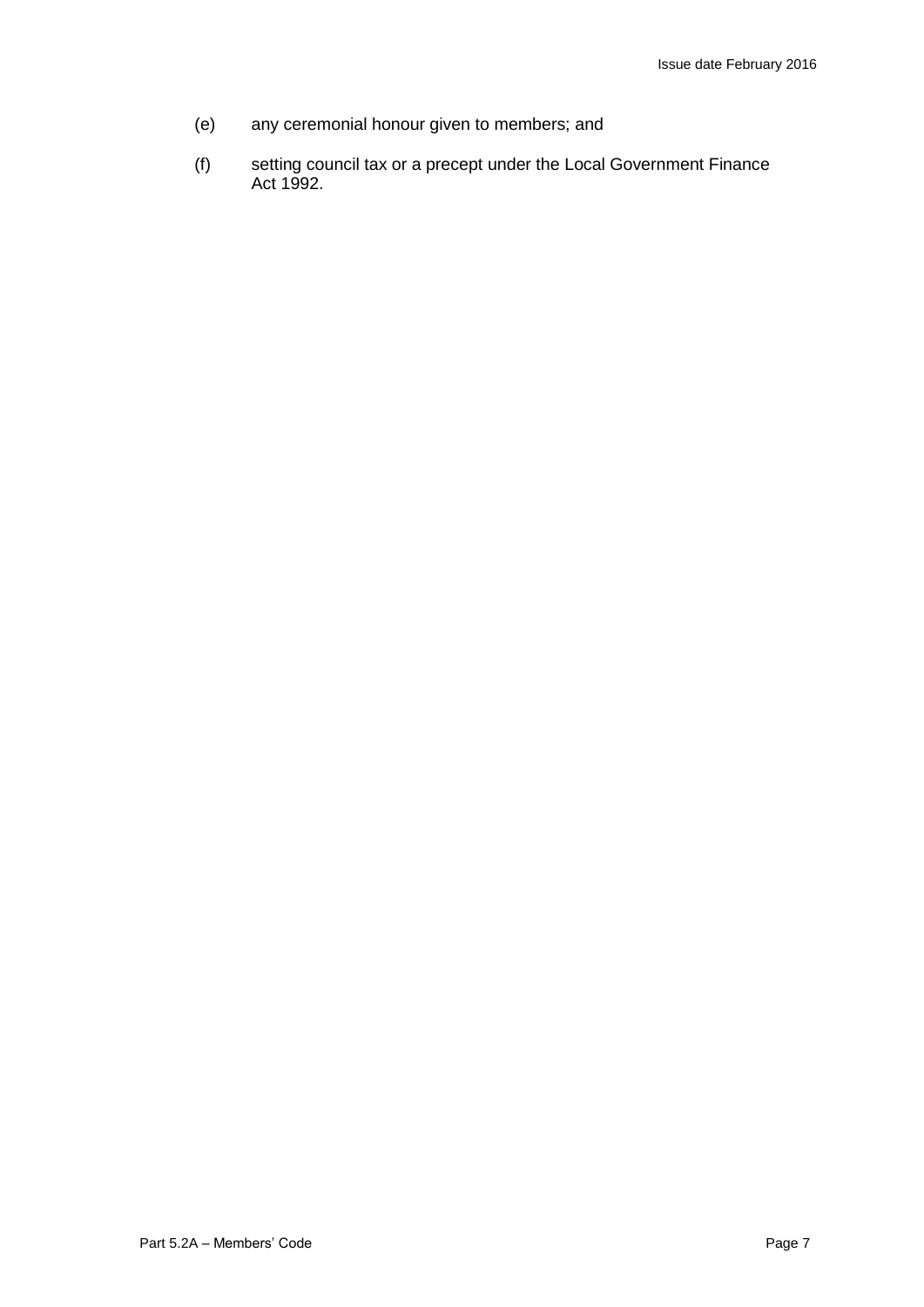(e) any ceremonial honour given to members; and

(f) setting council tax or a precept under the Local Government Finance Act 1992.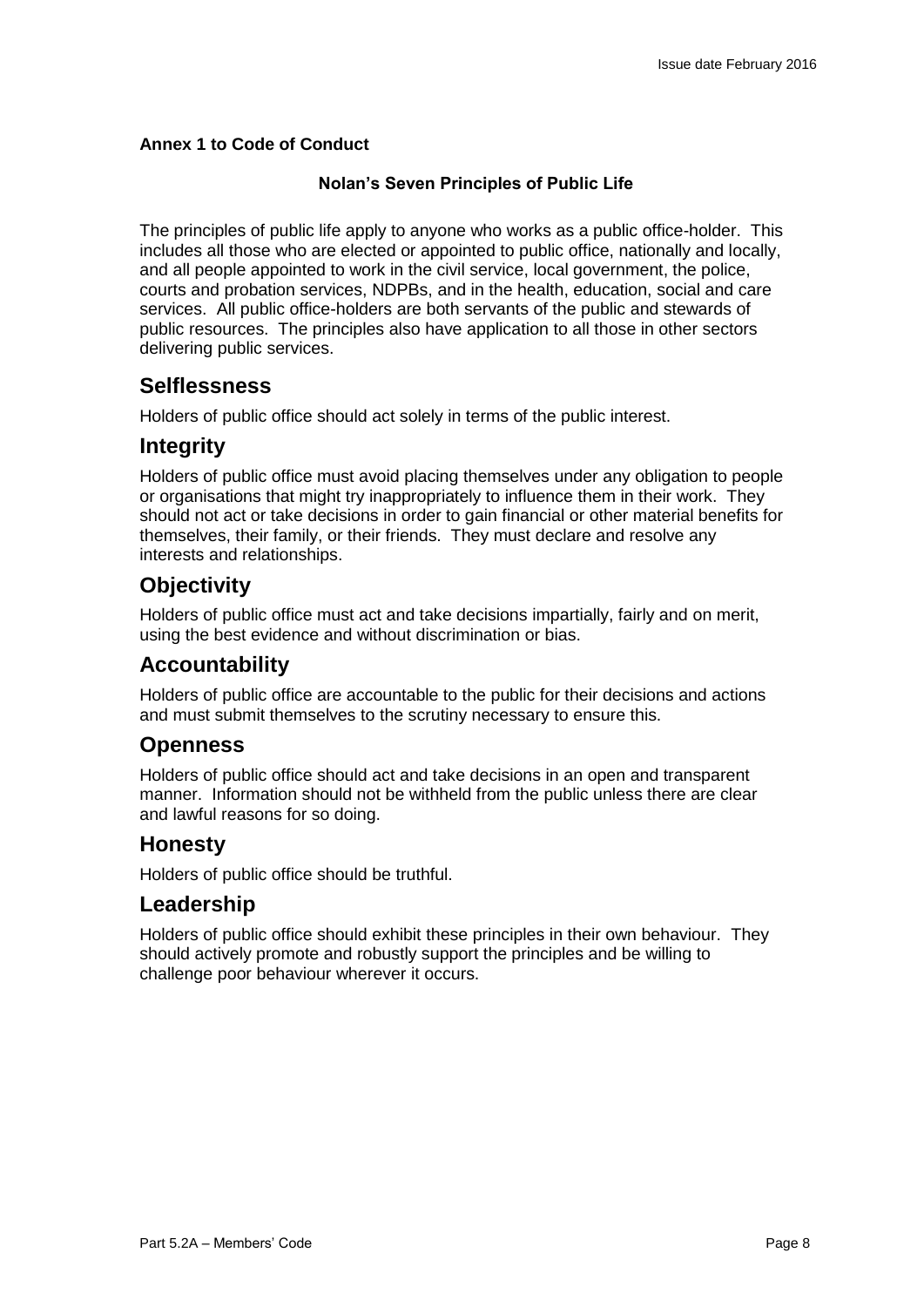**Annex 1 to Code of Conduct**

**Nolan's Seven Principles of Public Life**

The principles of public life apply to anyone who works as a public office-holder. This includes all those who are elected or appointed to public office, nationally and locally, and all people appointed to work in the civil service, local government, the police, courts and probation services, NDPBs, and in the health, education, social and care services. All public office-holders are both servants of the public and stewards of public resources. The principles also have application to all those in other sectors delivering public services.

## Selflessness

Holders of public office should act solely in terms of the public interest.

## Integrity

Holders of public office must avoid placing themselves under any obligation to people or organisations that might try inappropriately to influence them in their work. They should not act or take decisions in order to gain financial or other material benefits for themselves, their family, or their friends. They must declare and resolve any interests and relationships.

## Objectivity

Holders of public office must act and take decisions impartially, fairly and on merit, using the best evidence and without discrimination or bias.

## Accountability

Holders of public office are accountable to the public for their decisions and actions and must submit themselves to the scrutiny necessary to ensure this.

## Openness

Holders of public office should act and take decisions in an open and transparent manner. Information should not be withheld from the public unless there are clear and lawful reasons for so doing.

## Honesty

Holders of public office should be truthful.

## Leadership

Holders of public office should exhibit these principles in their own behaviour. They should actively promote and robustly support the principles and be willing to challenge poor behaviour wherever it occurs.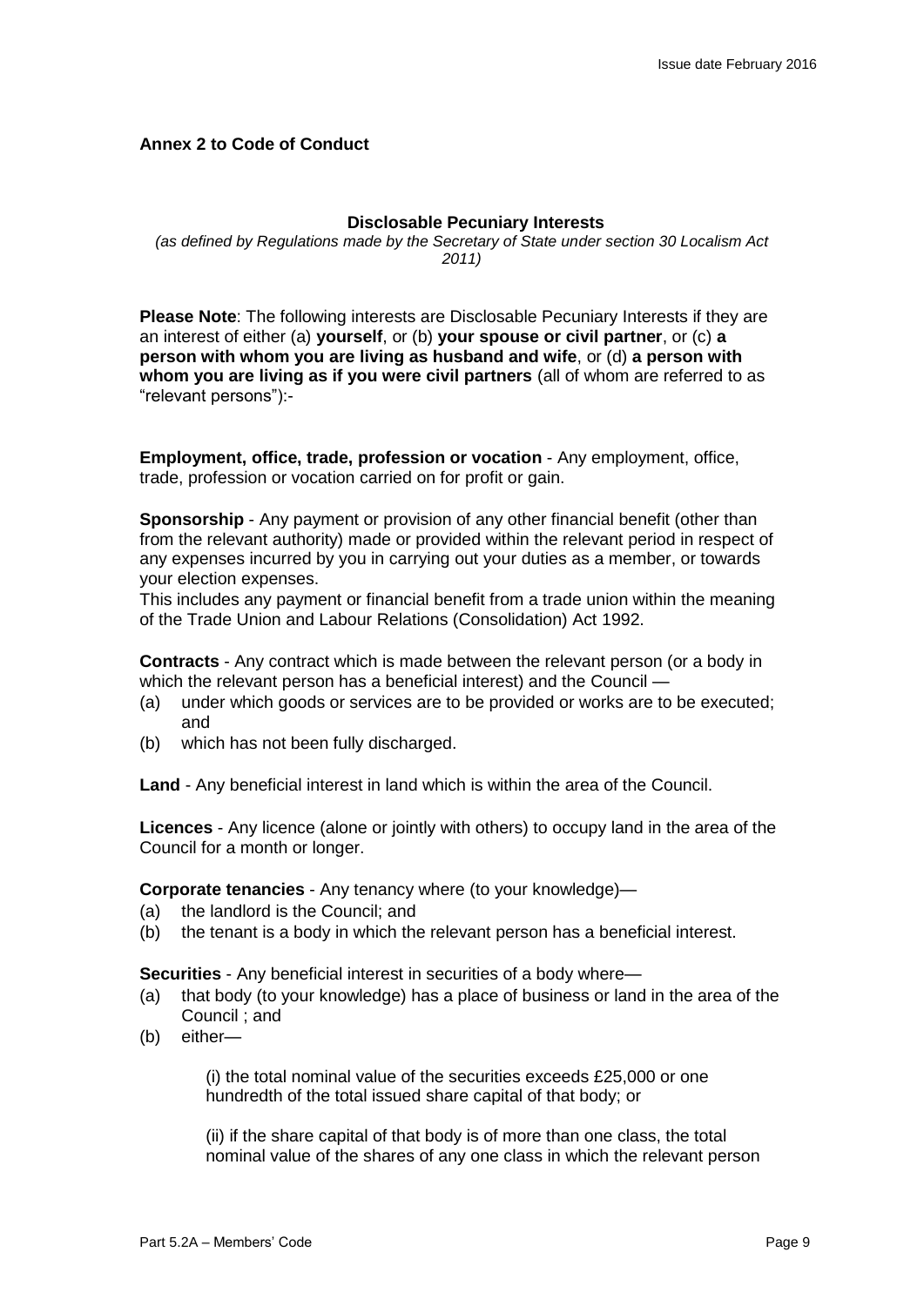**Annex 2 to Code of Conduct**

**Disclosable Pecuniary Interests**

*(as defined by Regulations made by the Secretary of State under section 30 Localism Act 2011)*

**Please Note**: The following interests are Disclosable Pecuniary Interests if they are an interest of either (a) **yourself**, or (b) **your spouse or civil partner**, or (c) **a person with whom you are living as husband and wife**, or (d) **a person with whom you are living as if you were civil partners** (all of whom are referred to as "relevant persons"):-

**Employment, office, trade, profession or vocation** - Any employment, office, trade, profession or vocation carried on for profit or gain.

**Sponsorship** - Any payment or provision of any other financial benefit (other than from the relevant authority) made or provided within the relevant period in respect of any expenses incurred by you in carrying out your duties as a member, or towards your election expenses.
This includes any payment or financial benefit from a trade union within the meaning of the Trade Union and Labour Relations (Consolidation) Act 1992.

**Contracts** - Any contract which is made between the relevant person (or a body in which the relevant person has a beneficial interest) and the Council —

(a) under which goods or services are to be provided or works are to be executed; and
(b) which has not been fully discharged.

**Land** - Any beneficial interest in land which is within the area of the Council.

**Licences** - Any licence (alone or jointly with others) to occupy land in the area of the Council for a month or longer.

**Corporate tenancies** - Any tenancy where (to your knowledge)—

(a) the landlord is the Council; and
(b) the tenant is a body in which the relevant person has a beneficial interest.

**Securities** - Any beneficial interest in securities of a body where—

(a) that body (to your knowledge) has a place of business or land in the area of the Council ; and
(b) either—

(i) the total nominal value of the securities exceeds £25,000 or one hundredth of the total issued share capital of that body; or

(ii) if the share capital of that body is of more than one class, the total nominal value of the shares of any one class in which the relevant person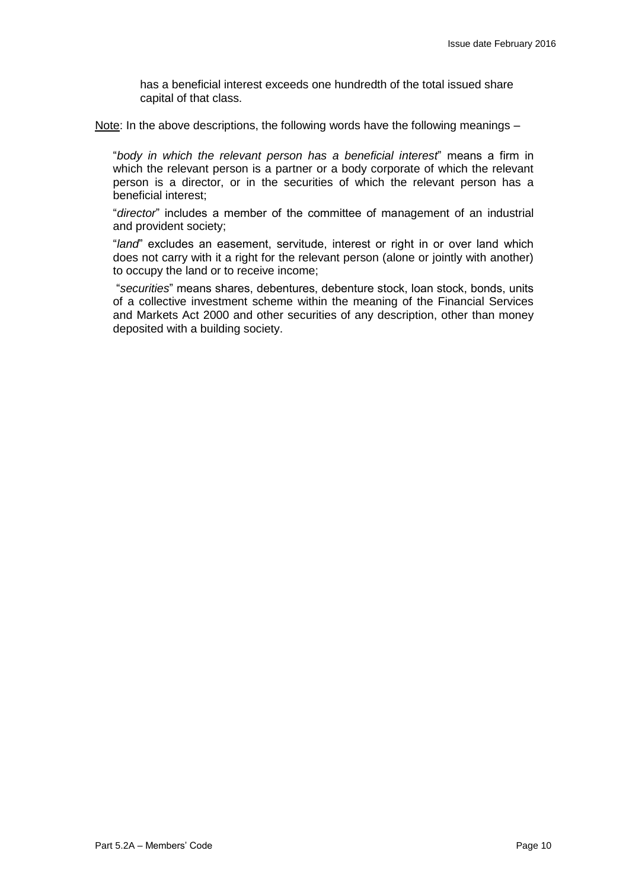has a beneficial interest exceeds one hundredth of the total issued share capital of that class.

Note: In the above descriptions, the following words have the following meanings –

"*body in which the relevant person has a beneficial interest*" means a firm in which the relevant person is a partner or a body corporate of which the relevant person is a director, or in the securities of which the relevant person has a beneficial interest;

"*director*" includes a member of the committee of management of an industrial and provident society;

"*land*" excludes an easement, servitude, interest or right in or over land which does not carry with it a right for the relevant person (alone or jointly with another) to occupy the land or to receive income;

"*securities*" means shares, debentures, debenture stock, loan stock, bonds, units of a collective investment scheme within the meaning of the Financial Services and Markets Act 2000 and other securities of any description, other than money deposited with a building society.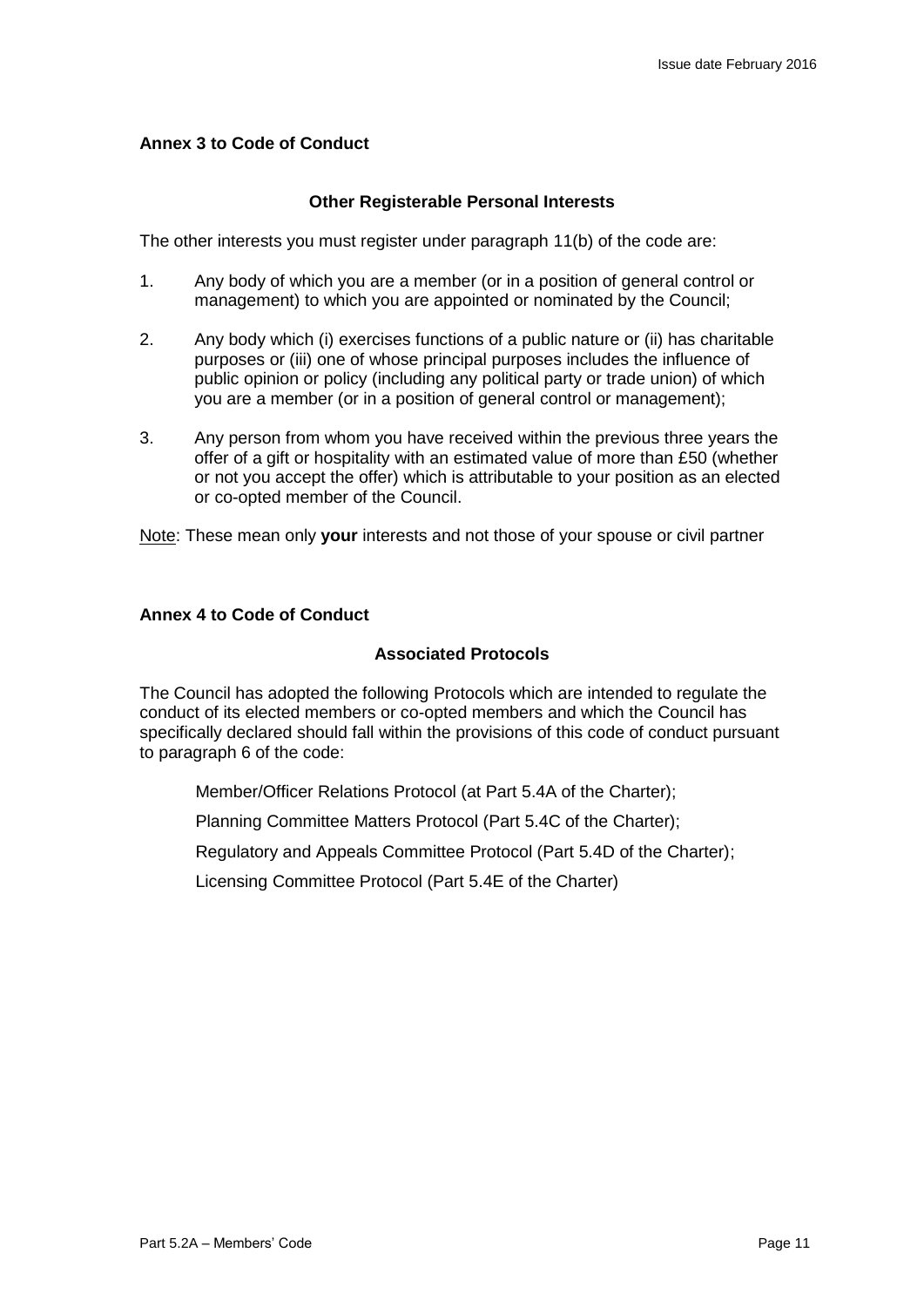**Annex 3 to Code of Conduct**

**Other Registerable Personal Interests**

The other interests you must register under paragraph 11(b) of the code are:

1. Any body of which you are a member (or in a position of general control or management) to which you are appointed or nominated by the Council;

2. Any body which (i) exercises functions of a public nature or (ii) has charitable purposes or (iii) one of whose principal purposes includes the influence of public opinion or policy (including any political party or trade union) of which you are a member (or in a position of general control or management);

3. Any person from whom you have received within the previous three years the offer of a gift or hospitality with an estimated value of more than £50 (whether or not you accept the offer) which is attributable to your position as an elected or co-opted member of the Council.

Note: These mean only **your** interests and not those of your spouse or civil partner

**Annex 4 to Code of Conduct**

**Associated Protocols**

The Council has adopted the following Protocols which are intended to regulate the conduct of its elected members or co-opted members and which the Council has specifically declared should fall within the provisions of this code of conduct pursuant to paragraph 6 of the code:

Member/Officer Relations Protocol (at Part 5.4A of the Charter);

Planning Committee Matters Protocol (Part 5.4C of the Charter);

Regulatory and Appeals Committee Protocol (Part 5.4D of the Charter);

Licensing Committee Protocol (Part 5.4E of the Charter)